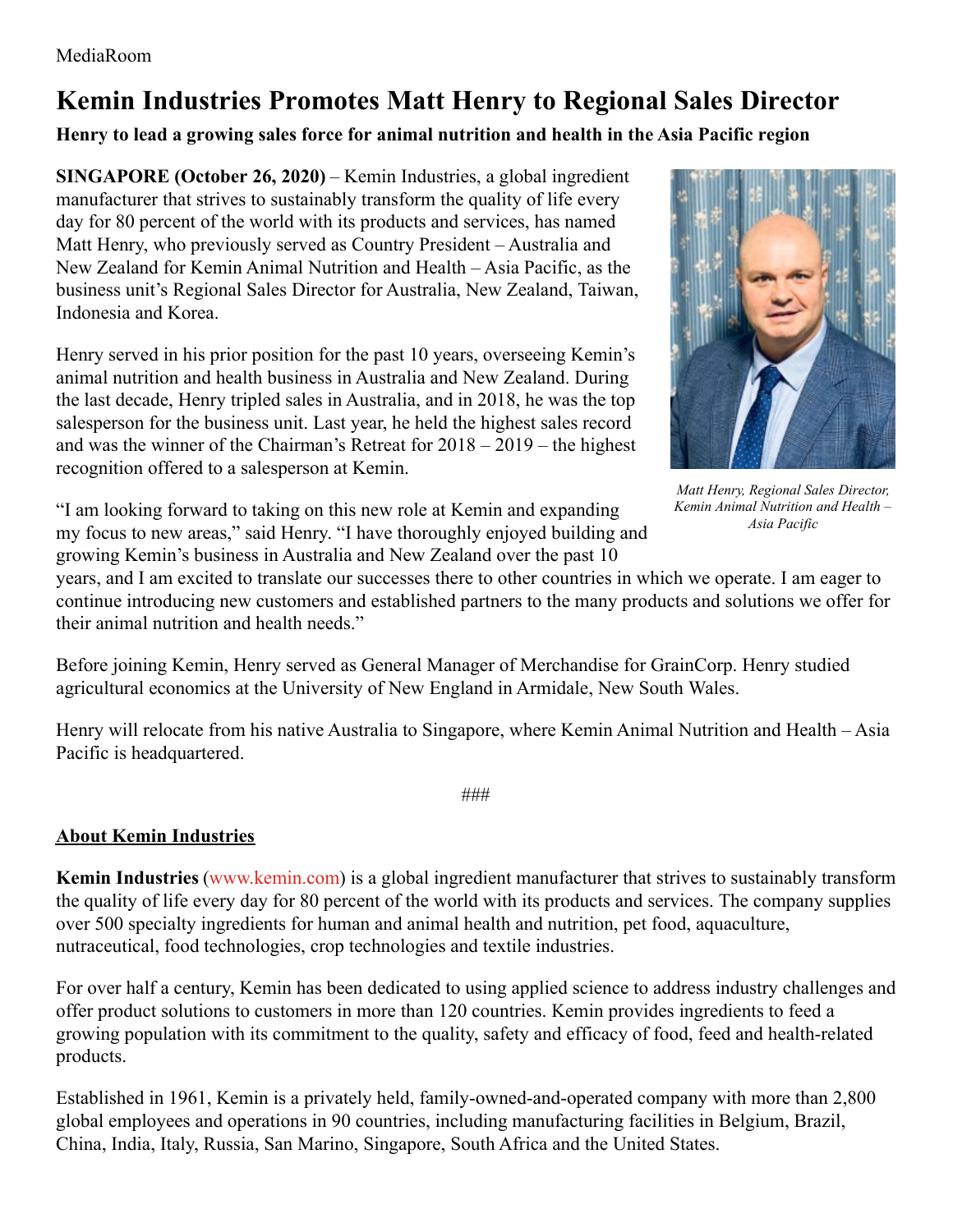MediaRoom

# Kemin Industries Promotes Matt Henry to Regional Sales Director

**Henry to lead a growing sales force for animal nutrition and health in the Asia Pacific region**

**SINGAPORE (October 26, 2020)** – Kemin Industries, a global ingredient manufacturer that strives to sustainably transform the quality of life every day for 80 percent of the world with its products and services, has named Matt Henry, who previously served as Country President – Australia and New Zealand for Kemin Animal Nutrition and Health – Asia Pacific, as the business unit's Regional Sales Director for Australia, New Zealand, Taiwan, Indonesia and Korea.

Henry served in his prior position for the past 10 years, overseeing Kemin's animal nutrition and health business in Australia and New Zealand. During the last decade, Henry tripled sales in Australia, and in 2018, he was the top salesperson for the business unit. Last year, he held the highest sales record and was the winner of the Chairman's Retreat for 2018 – 2019 – the highest recognition offered to a salesperson at Kemin.

*Matt Henry, Regional Sales Director, Kemin Animal Nutrition and Health – Asia Pacific*

"I am looking forward to taking on this new role at Kemin and expanding my focus to new areas," said Henry. "I have thoroughly enjoyed building and growing Kemin's business in Australia and New Zealand over the past 10 years, and I am excited to translate our successes there to other countries in which we operate. I am eager to continue introducing new customers and established partners to the many products and solutions we offer for their animal nutrition and health needs."

Before joining Kemin, Henry served as General Manager of Merchandise for GrainCorp. Henry studied agricultural economics at the University of New England in Armidale, New South Wales.

Henry will relocate from his native Australia to Singapore, where Kemin Animal Nutrition and Health – Asia Pacific is headquartered.

###

## About Kemin Industries

**Kemin Industries** (www.kemin.com) is a global ingredient manufacturer that strives to sustainably transform the quality of life every day for 80 percent of the world with its products and services. The company supplies over 500 specialty ingredients for human and animal health and nutrition, pet food, aquaculture, nutraceutical, food technologies, crop technologies and textile industries.

For over half a century, Kemin has been dedicated to using applied science to address industry challenges and offer product solutions to customers in more than 120 countries. Kemin provides ingredients to feed a growing population with its commitment to the quality, safety and efficacy of food, feed and health-related products.

Established in 1961, Kemin is a privately held, family-owned-and-operated company with more than 2,800 global employees and operations in 90 countries, including manufacturing facilities in Belgium, Brazil, China, India, Italy, Russia, San Marino, Singapore, South Africa and the United States.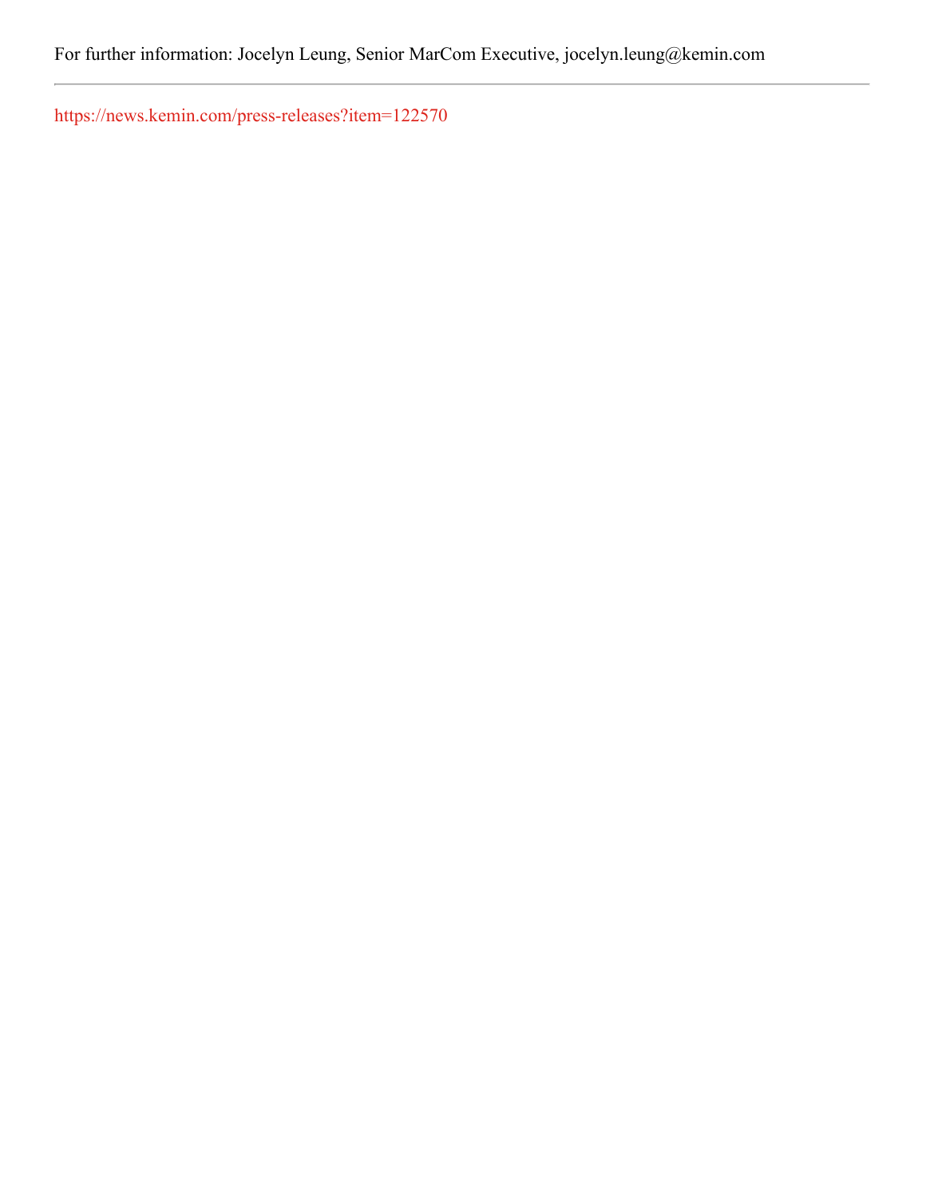For further information: Jocelyn Leung, Senior MarCom Executive, jocelyn.leung@kemin.com

---

https://news.kemin.com/press-releases?item=122570